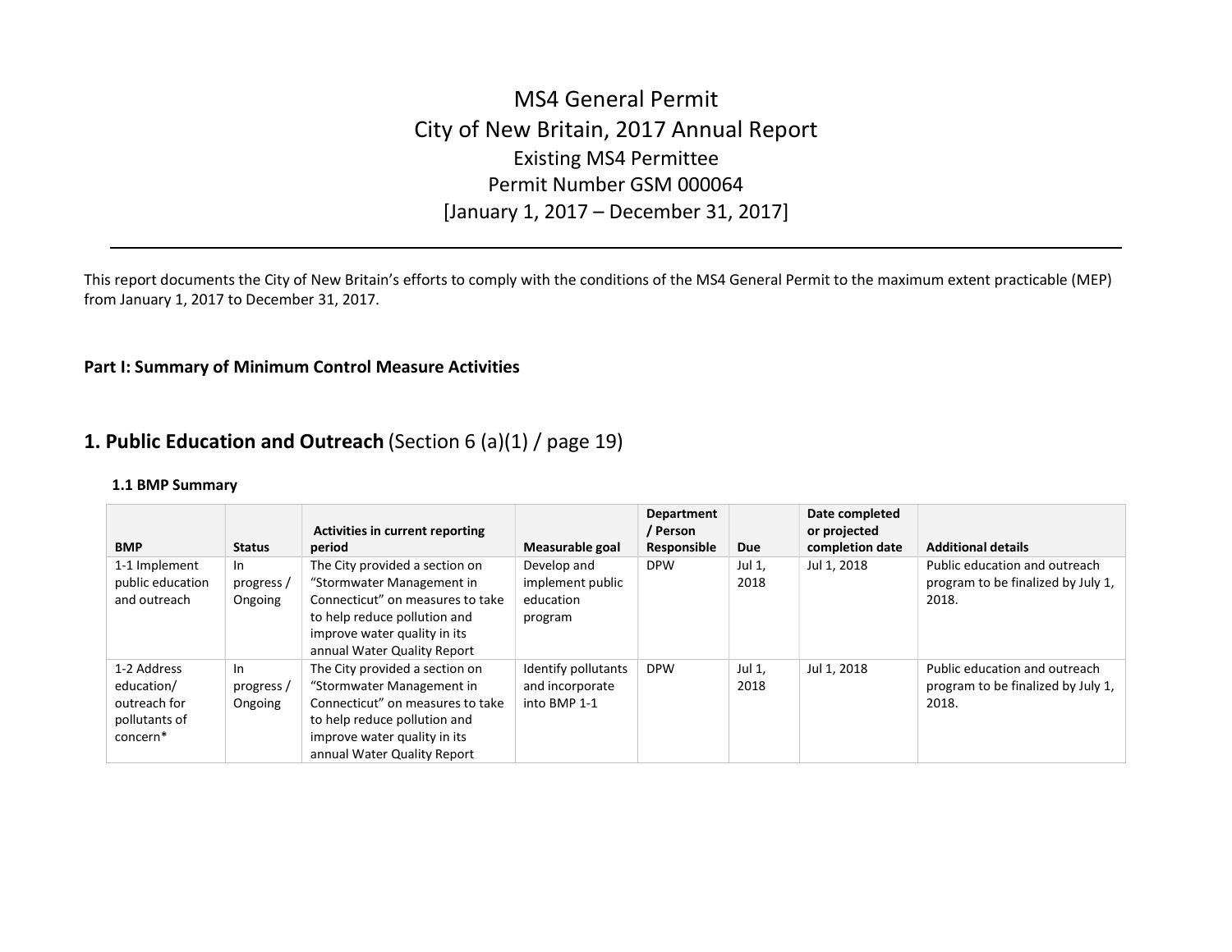# MS4 General Permit
# City of New Britain, 2017 Annual Report
## Existing MS4 Permittee
## Permit Number GSM 000064
## [January 1, 2017 – December 31, 2017]

---

This report documents the City of New Britain's efforts to comply with the conditions of the MS4 General Permit to the maximum extent practicable (MEP) from January 1, 2017 to December 31, 2017.

**Part I: Summary of Minimum Control Measure Activities**

## 1. Public Education and Outreach (Section 6 (a)(1) / page 19)

### 1.1 BMP Summary

| BMP | Status | Activities in current reporting period | Measurable goal | Department / Person Responsible | Due | Date completed or projected completion date | Additional details |
|---|---|---|---|---|---|---|---|
| 1-1 Implement public education and outreach | In progress / Ongoing | The City provided a section on "Stormwater Management in Connecticut" on measures to take to help reduce pollution and improve water quality in its annual Water Quality Report | Develop and implement public education program | DPW | Jul 1, 2018 | Jul 1, 2018 | Public education and outreach program to be finalized by July 1, 2018. |
| 1-2 Address education/ outreach for pollutants of concern* | In progress / Ongoing | The City provided a section on "Stormwater Management in Connecticut" on measures to take to help reduce pollution and improve water quality in its annual Water Quality Report | Identify pollutants and incorporate into BMP 1-1 | DPW | Jul 1, 2018 | Jul 1, 2018 | Public education and outreach program to be finalized by July 1, 2018. |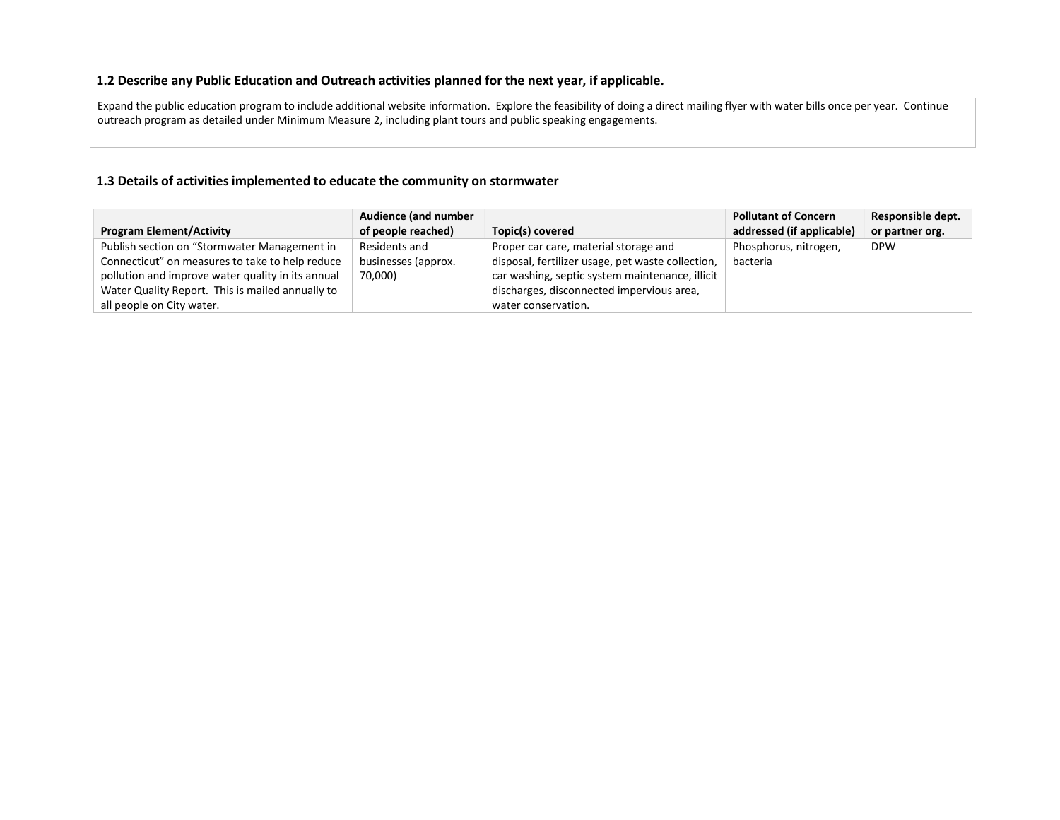### 1.2 Describe any Public Education and Outreach activities planned for the next year, if applicable.

Expand the public education program to include additional website information. Explore the feasibility of doing a direct mailing flyer with water bills once per year. Continue outreach program as detailed under Minimum Measure 2, including plant tours and public speaking engagements.

### 1.3 Details of activities implemented to educate the community on stormwater

| Program Element/Activity | Audience (and number of people reached) | Topic(s) covered | Pollutant of Concern addressed (if applicable) | Responsible dept. or partner org. |
|---|---|---|---|---|
| Publish section on "Stormwater Management in Connecticut" on measures to take to help reduce pollution and improve water quality in its annual Water Quality Report. This is mailed annually to all people on City water. | Residents and businesses (approx. 70,000) | Proper car care, material storage and disposal, fertilizer usage, pet waste collection, car washing, septic system maintenance, illicit discharges, disconnected impervious area, water conservation. | Phosphorus, nitrogen, bacteria | DPW |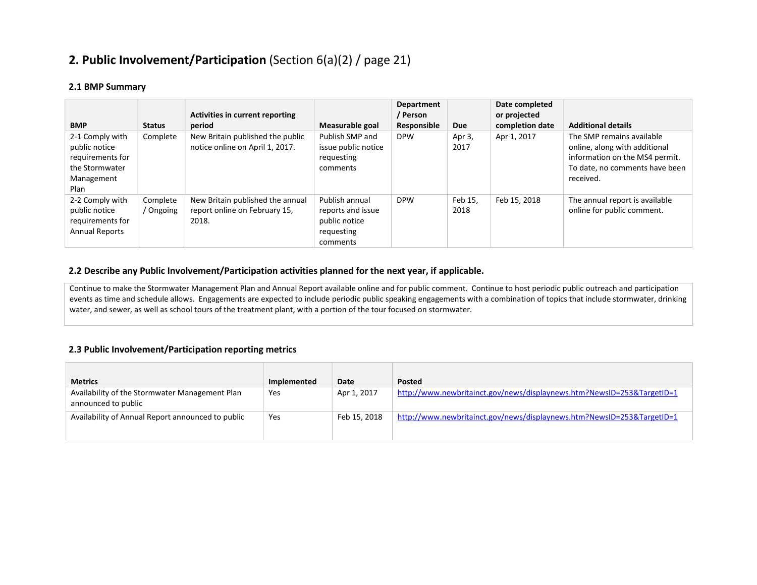## 2. Public Involvement/Participation (Section 6(a)(2) / page 21)

### 2.1 BMP Summary

| BMP | Status | Activities in current reporting period | Measurable goal | Department / Person Responsible | Due | Date completed or projected completion date | Additional details |
|---|---|---|---|---|---|---|---|
| 2-1 Comply with public notice requirements for the Stormwater Management Plan | Complete | New Britain published the public notice online on April 1, 2017. | Publish SMP and issue public notice requesting comments | DPW | Apr 3, 2017 | Apr 1, 2017 | The SMP remains available online, along with additional information on the MS4 permit. To date, no comments have been received. |
| 2-2 Comply with public notice requirements for Annual Reports | Complete / Ongoing | New Britain published the annual report online on February 15, 2018. | Publish annual reports and issue public notice requesting comments | DPW | Feb 15, 2018 | Feb 15, 2018 | The annual report is available online for public comment. |

### 2.2 Describe any Public Involvement/Participation activities planned for the next year, if applicable.

Continue to make the Stormwater Management Plan and Annual Report available online and for public comment. Continue to host periodic public outreach and participation events as time and schedule allows. Engagements are expected to include periodic public speaking engagements with a combination of topics that include stormwater, drinking water, and sewer, as well as school tours of the treatment plant, with a portion of the tour focused on stormwater.

### 2.3 Public Involvement/Participation reporting metrics

| Metrics | Implemented | Date | Posted |
|---|---|---|---|
| Availability of the Stormwater Management Plan announced to public | Yes | Apr 1, 2017 | http://www.newbritainct.gov/news/displaynews.htm?NewsID=253&TargetID=1 |
| Availability of Annual Report announced to public | Yes | Feb 15, 2018 | http://www.newbritainct.gov/news/displaynews.htm?NewsID=253&TargetID=1 |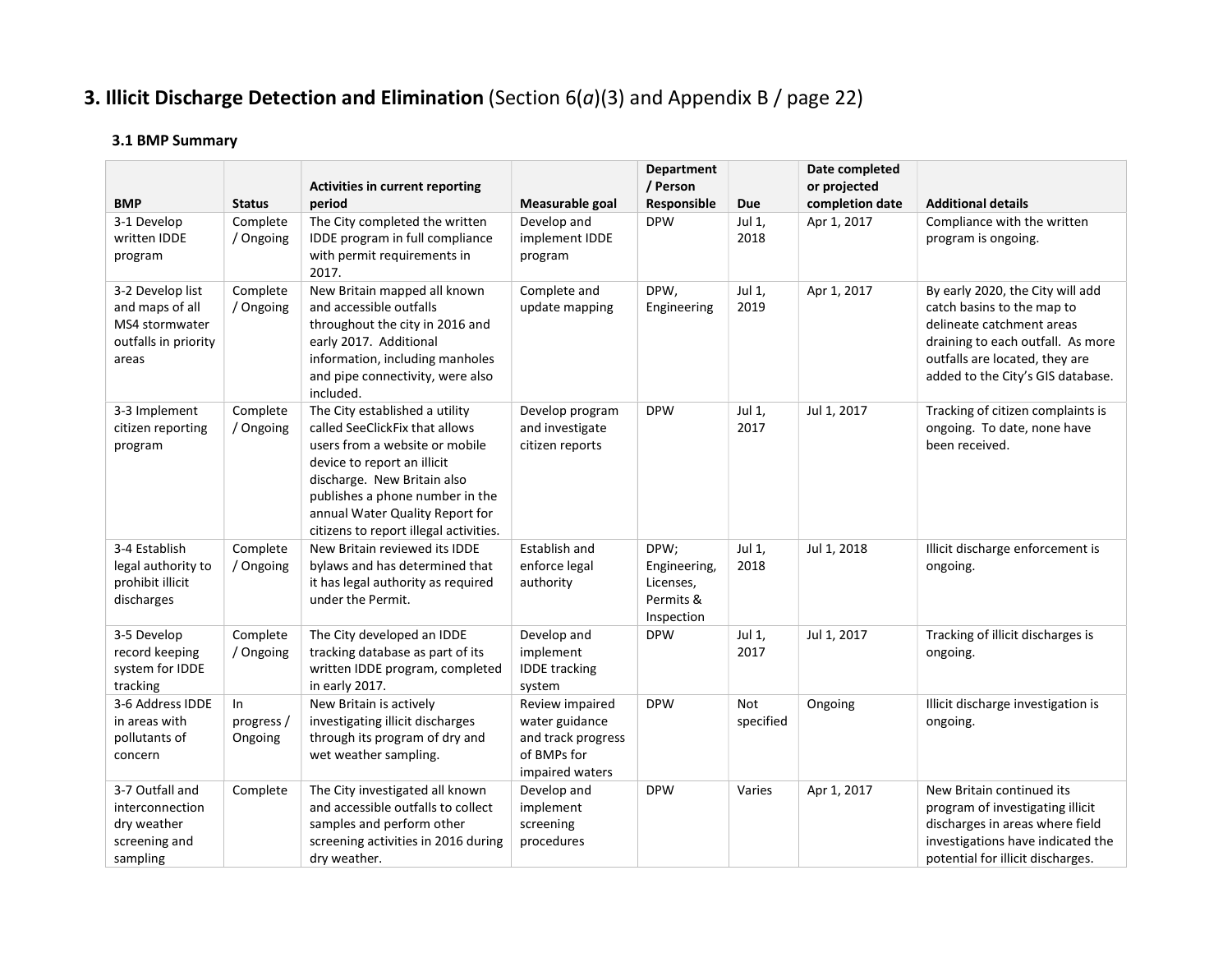# 3. Illicit Discharge Detection and Elimination (Section 6(*a*)(3) and Appendix B / page 22)

### 3.1 BMP Summary

| BMP | Status | Activities in current reporting period | Measurable goal | Department / Person Responsible | Due | Date completed or projected completion date | Additional details |
|---|---|---|---|---|---|---|---|
| 3-1 Develop written IDDE program | Complete / Ongoing | The City completed the written IDDE program in full compliance with permit requirements in 2017. | Develop and implement IDDE program | DPW | Jul 1, 2018 | Apr 1, 2017 | Compliance with the written program is ongoing. |
| 3-2 Develop list and maps of all MS4 stormwater outfalls in priority areas | Complete / Ongoing | New Britain mapped all known and accessible outfalls throughout the city in 2016 and early 2017. Additional information, including manholes and pipe connectivity, were also included. | Complete and update mapping | DPW, Engineering | Jul 1, 2019 | Apr 1, 2017 | By early 2020, the City will add catch basins to the map to delineate catchment areas draining to each outfall. As more outfalls are located, they are added to the City's GIS database. |
| 3-3 Implement citizen reporting program | Complete / Ongoing | The City established a utility called SeeClickFix that allows users from a website or mobile device to report an illicit discharge. New Britain also publishes a phone number in the annual Water Quality Report for citizens to report illegal activities. | Develop program and investigate citizen reports | DPW | Jul 1, 2017 | Jul 1, 2017 | Tracking of citizen complaints is ongoing. To date, none have been received. |
| 3-4 Establish legal authority to prohibit illicit discharges | Complete / Ongoing | New Britain reviewed its IDDE bylaws and has determined that it has legal authority as required under the Permit. | Establish and enforce legal authority | DPW; Engineering, Licenses, Permits & Inspection | Jul 1, 2018 | Jul 1, 2018 | Illicit discharge enforcement is ongoing. |
| 3-5 Develop record keeping system for IDDE tracking | Complete / Ongoing | The City developed an IDDE tracking database as part of its written IDDE program, completed in early 2017. | Develop and implement IDDE tracking system | DPW | Jul 1, 2017 | Jul 1, 2017 | Tracking of illicit discharges is ongoing. |
| 3-6 Address IDDE in areas with pollutants of concern | In progress / Ongoing | New Britain is actively investigating illicit discharges through its program of dry and wet weather sampling. | Review impaired water guidance and track progress of BMPs for impaired waters | DPW | Not specified | Ongoing | Illicit discharge investigation is ongoing. |
| 3-7 Outfall and interconnection dry weather screening and sampling | Complete | The City investigated all known and accessible outfalls to collect samples and perform other screening activities in 2016 during dry weather. | Develop and implement screening procedures | DPW | Varies | Apr 1, 2017 | New Britain continued its program of investigating illicit discharges in areas where field investigations have indicated the potential for illicit discharges. |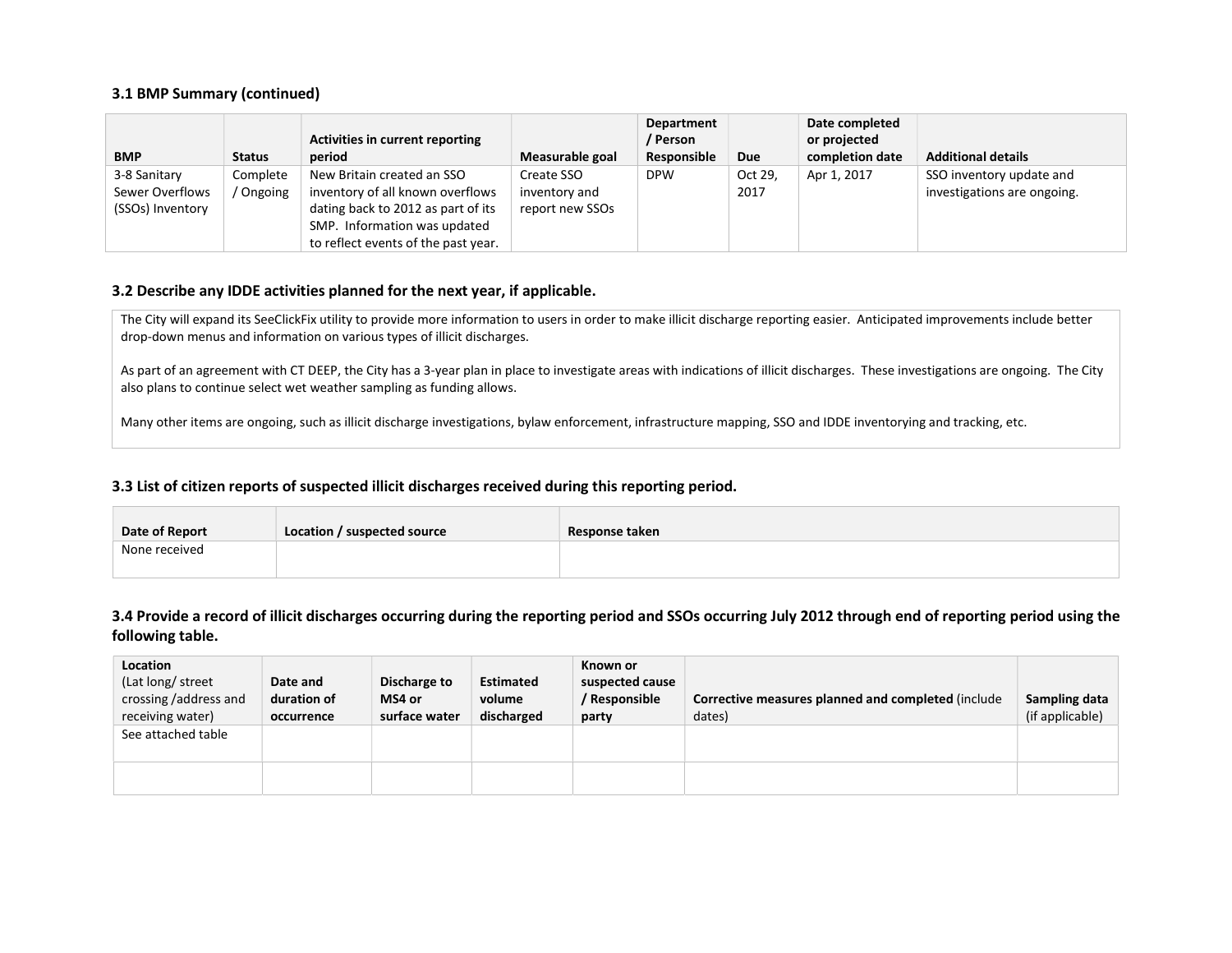### 3.1 BMP Summary (continued)

| BMP | Status | Activities in current reporting period | Measurable goal | Department / Person Responsible | Due | Date completed or projected completion date | Additional details |
|---|---|---|---|---|---|---|---|
| 3-8 Sanitary Sewer Overflows (SSOs) Inventory | Complete / Ongoing | New Britain created an SSO inventory of all known overflows dating back to 2012 as part of its SMP. Information was updated to reflect events of the past year. | Create SSO inventory and report new SSOs | DPW | Oct 29, 2017 | Apr 1, 2017 | SSO inventory update and investigations are ongoing. |

### 3.2 Describe any IDDE activities planned for the next year, if applicable.

The City will expand its SeeClickFix utility to provide more information to users in order to make illicit discharge reporting easier. Anticipated improvements include better drop-down menus and information on various types of illicit discharges.

As part of an agreement with CT DEEP, the City has a 3-year plan in place to investigate areas with indications of illicit discharges. These investigations are ongoing. The City also plans to continue select wet weather sampling as funding allows.

Many other items are ongoing, such as illicit discharge investigations, bylaw enforcement, infrastructure mapping, SSO and IDDE inventorying and tracking, etc.

### 3.3 List of citizen reports of suspected illicit discharges received during this reporting period.

| Date of Report | Location / suspected source | Response taken |
|---|---|---|
| None received | | |

### 3.4 Provide a record of illicit discharges occurring during the reporting period and SSOs occurring July 2012 through end of reporting period using the following table.

| Location (Lat long/ street crossing /address and receiving water) | Date and duration of occurrence | Discharge to MS4 or surface water | Estimated volume discharged | Known or suspected cause / Responsible party | Corrective measures planned and completed (include dates) | Sampling data (if applicable) |
|---|---|---|---|---|---|---|
| See attached table | | | | | | |
| | | | | | | |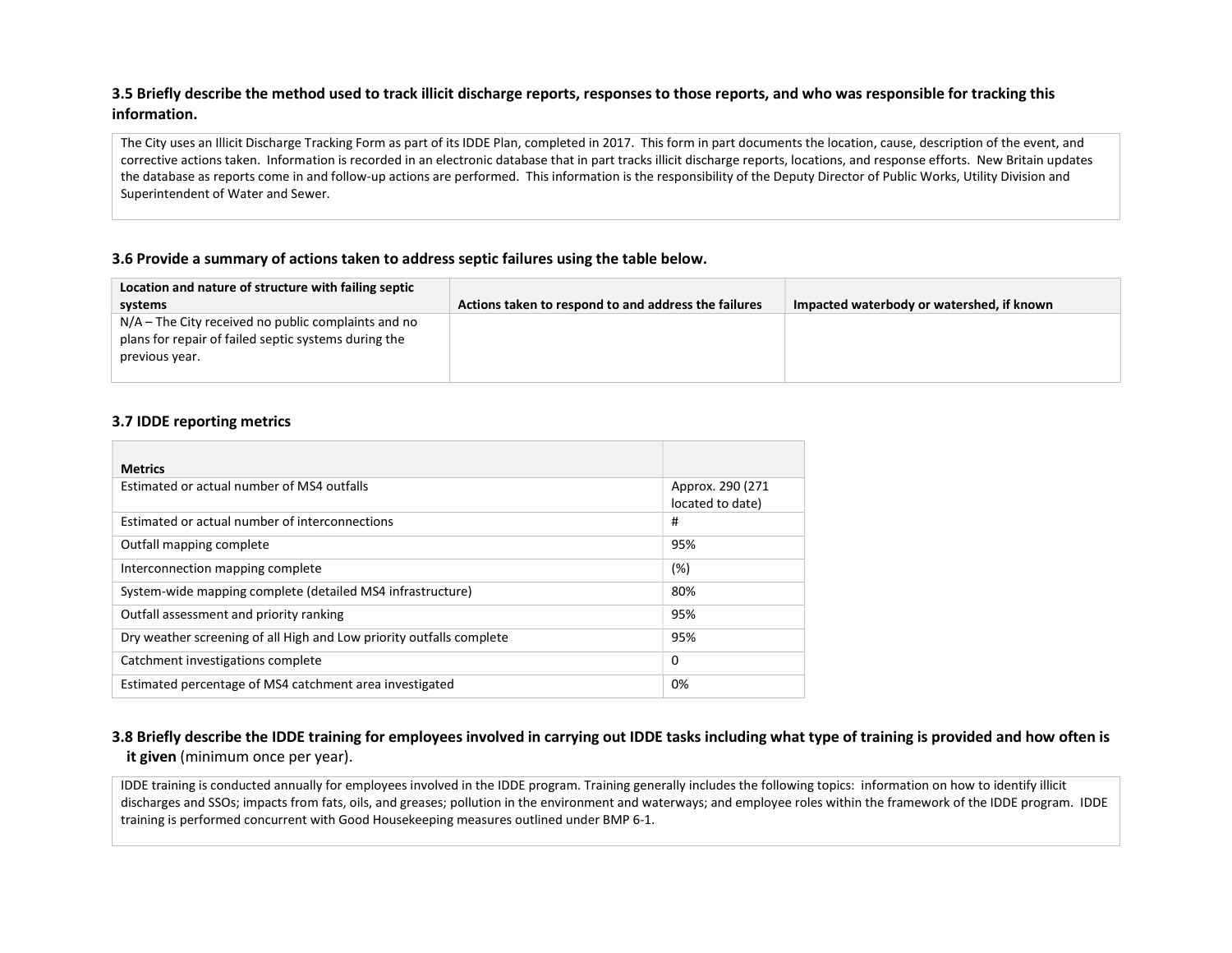### 3.5 Briefly describe the method used to track illicit discharge reports, responses to those reports, and who was responsible for tracking this information.

The City uses an Illicit Discharge Tracking Form as part of its IDDE Plan, completed in 2017. This form in part documents the location, cause, description of the event, and corrective actions taken. Information is recorded in an electronic database that in part tracks illicit discharge reports, locations, and response efforts. New Britain updates the database as reports come in and follow-up actions are performed. This information is the responsibility of the Deputy Director of Public Works, Utility Division and Superintendent of Water and Sewer.

### 3.6 Provide a summary of actions taken to address septic failures using the table below.

| Location and nature of structure with failing septic systems | Actions taken to respond to and address the failures | Impacted waterbody or watershed, if known |
|---|---|---|
| N/A – The City received no public complaints and no plans for repair of failed septic systems during the previous year. | | |

### 3.7 IDDE reporting metrics

| Metrics | |
|---|---|
| Estimated or actual number of MS4 outfalls | Approx. 290 (271 located to date) |
| Estimated or actual number of interconnections | # |
| Outfall mapping complete | 95% |
| Interconnection mapping complete | (%) |
| System-wide mapping complete (detailed MS4 infrastructure) | 80% |
| Outfall assessment and priority ranking | 95% |
| Dry weather screening of all High and Low priority outfalls complete | 95% |
| Catchment investigations complete | 0 |
| Estimated percentage of MS4 catchment area investigated | 0% |

### 3.8 Briefly describe the IDDE training for employees involved in carrying out IDDE tasks including what type of training is provided and how often is it given (minimum once per year).

IDDE training is conducted annually for employees involved in the IDDE program. Training generally includes the following topics: information on how to identify illicit discharges and SSOs; impacts from fats, oils, and greases; pollution in the environment and waterways; and employee roles within the framework of the IDDE program. IDDE training is performed concurrent with Good Housekeeping measures outlined under BMP 6-1.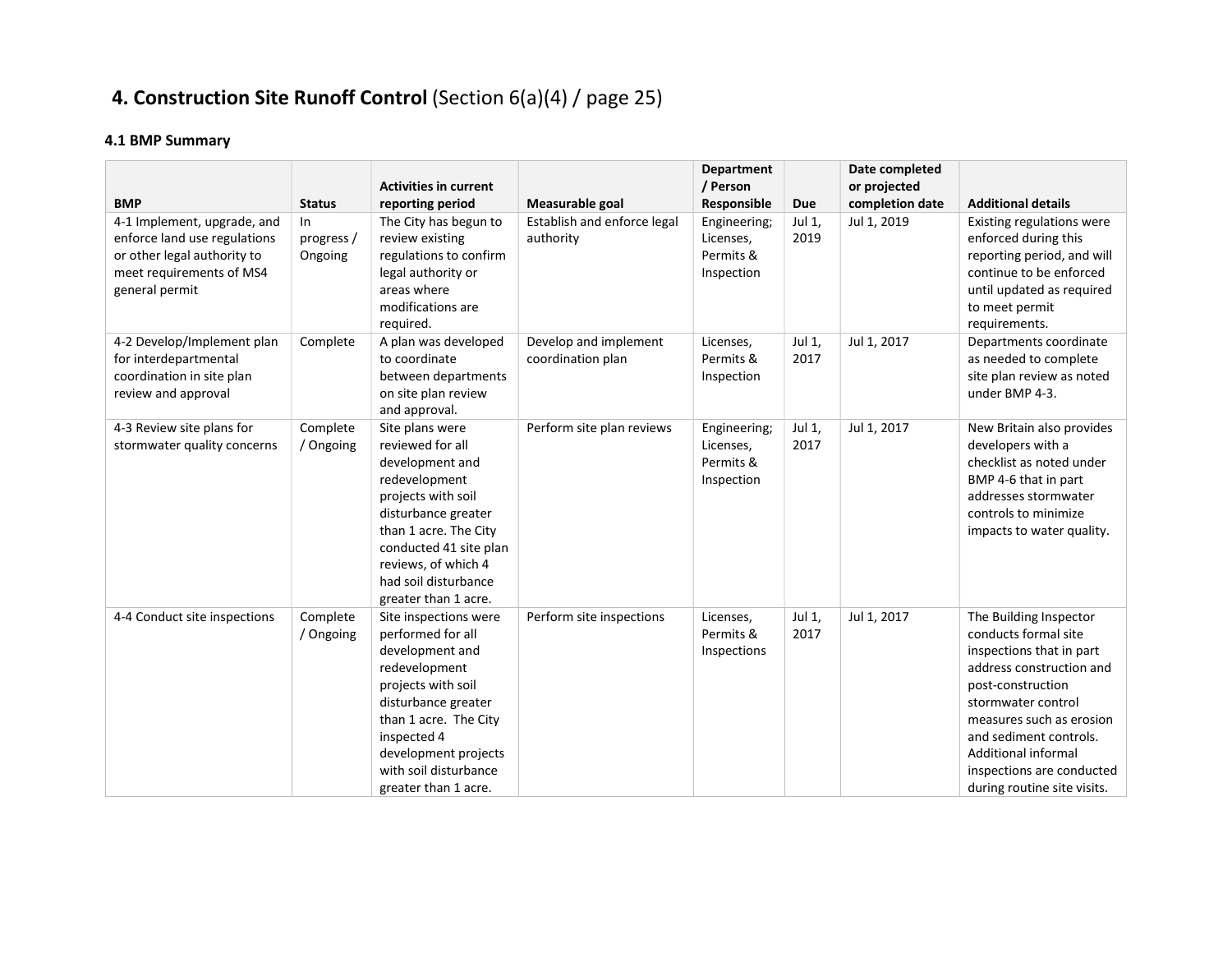# 4. Construction Site Runoff Control (Section 6(a)(4) / page 25)

### 4.1 BMP Summary

| BMP | Status | Activities in current reporting period | Measurable goal | Department / Person Responsible | Due | Date completed or projected completion date | Additional details |
|---|---|---|---|---|---|---|---|
| 4-1 Implement, upgrade, and enforce land use regulations or other legal authority to meet requirements of MS4 general permit | In progress / Ongoing | The City has begun to review existing regulations to confirm legal authority or areas where modifications are required. | Establish and enforce legal authority | Engineering; Licenses, Permits & Inspection | Jul 1, 2019 | Jul 1, 2019 | Existing regulations were enforced during this reporting period, and will continue to be enforced until updated as required to meet permit requirements. |
| 4-2 Develop/Implement plan for interdepartmental coordination in site plan review and approval | Complete | A plan was developed to coordinate between departments on site plan review and approval. | Develop and implement coordination plan | Licenses, Permits & Inspection | Jul 1, 2017 | Jul 1, 2017 | Departments coordinate as needed to complete site plan review as noted under BMP 4-3. |
| 4-3 Review site plans for stormwater quality concerns | Complete / Ongoing | Site plans were reviewed for all development and redevelopment projects with soil disturbance greater than 1 acre. The City conducted 41 site plan reviews, of which 4 had soil disturbance greater than 1 acre. | Perform site plan reviews | Engineering; Licenses, Permits & Inspection | Jul 1, 2017 | Jul 1, 2017 | New Britain also provides developers with a checklist as noted under BMP 4-6 that in part addresses stormwater controls to minimize impacts to water quality. |
| 4-4 Conduct site inspections | Complete / Ongoing | Site inspections were performed for all development and redevelopment projects with soil disturbance greater than 1 acre. The City inspected 4 development projects with soil disturbance greater than 1 acre. | Perform site inspections | Licenses, Permits & Inspections | Jul 1, 2017 | Jul 1, 2017 | The Building Inspector conducts formal site inspections that in part address construction and post-construction stormwater control measures such as erosion and sediment controls. Additional informal inspections are conducted during routine site visits. |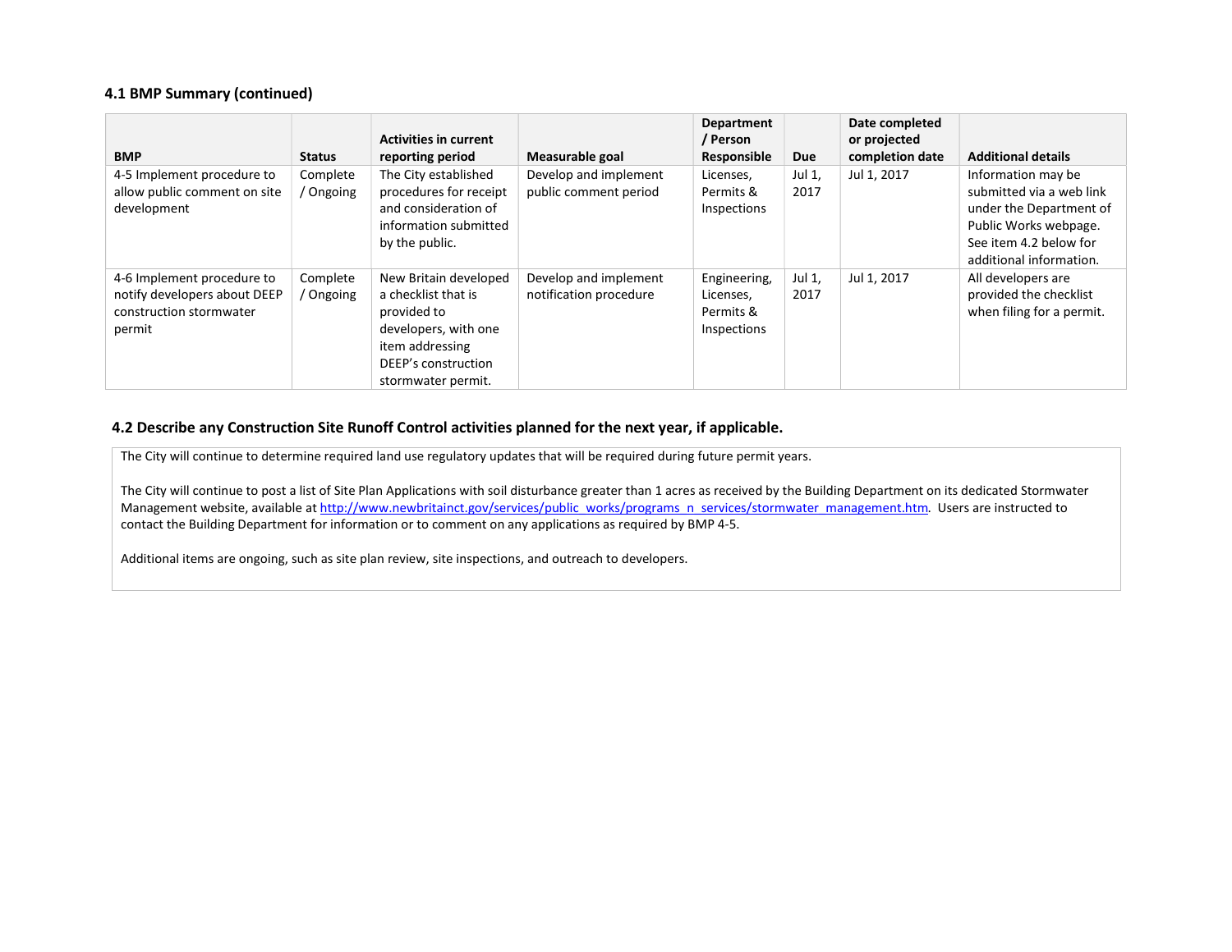### 4.1 BMP Summary (continued)

| BMP | Status | Activities in current reporting period | Measurable goal | Department / Person Responsible | Due | Date completed or projected completion date | Additional details |
|---|---|---|---|---|---|---|---|
| 4-5 Implement procedure to allow public comment on site development | Complete / Ongoing | The City established procedures for receipt and consideration of information submitted by the public. | Develop and implement public comment period | Licenses, Permits & Inspections | Jul 1, 2017 | Jul 1, 2017 | Information may be submitted via a web link under the Department of Public Works webpage. See item 4.2 below for additional information. |
| 4-6 Implement procedure to notify developers about DEEP construction stormwater permit | Complete / Ongoing | New Britain developed a checklist that is provided to developers, with one item addressing DEEP's construction stormwater permit. | Develop and implement notification procedure | Engineering, Licenses, Permits & Inspections | Jul 1, 2017 | Jul 1, 2017 | All developers are provided the checklist when filing for a permit. |

### 4.2 Describe any Construction Site Runoff Control activities planned for the next year, if applicable.

The City will continue to determine required land use regulatory updates that will be required during future permit years.

The City will continue to post a list of Site Plan Applications with soil disturbance greater than 1 acres as received by the Building Department on its dedicated Stormwater Management website, available at http://www.newbritainct.gov/services/public_works/programs_n_services/stormwater_management.htm. Users are instructed to contact the Building Department for information or to comment on any applications as required by BMP 4-5.

Additional items are ongoing, such as site plan review, site inspections, and outreach to developers.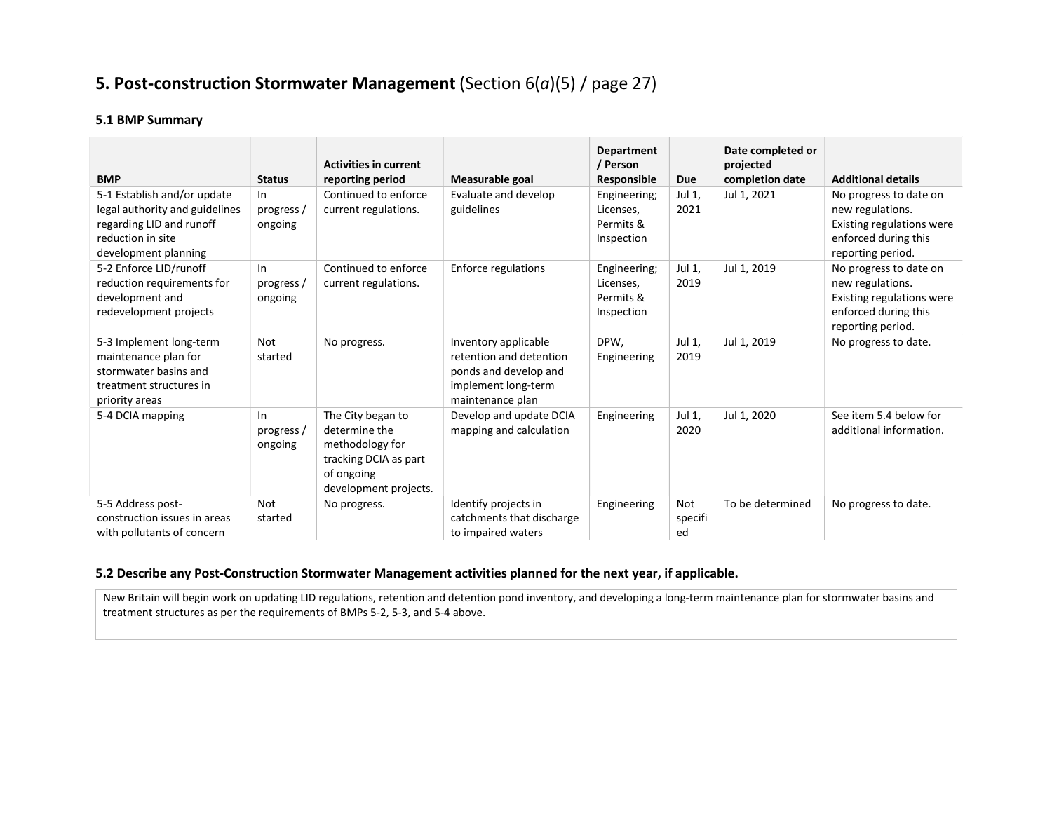## 5. Post-construction Stormwater Management (Section 6(*a*)(5) / page 27)

### 5.1 BMP Summary

| BMP | Status | Activities in current reporting period | Measurable goal | Department / Person Responsible | Due | Date completed or projected completion date | Additional details |
|---|---|---|---|---|---|---|---|
| 5-1 Establish and/or update legal authority and guidelines regarding LID and runoff reduction in site development planning | In progress / ongoing | Continued to enforce current regulations. | Evaluate and develop guidelines | Engineering; Licenses, Permits & Inspection | Jul 1, 2021 | Jul 1, 2021 | No progress to date on new regulations. Existing regulations were enforced during this reporting period. |
| 5-2 Enforce LID/runoff reduction requirements for development and redevelopment projects | In progress / ongoing | Continued to enforce current regulations. | Enforce regulations | Engineering; Licenses, Permits & Inspection | Jul 1, 2019 | Jul 1, 2019 | No progress to date on new regulations. Existing regulations were enforced during this reporting period. |
| 5-3 Implement long-term maintenance plan for stormwater basins and treatment structures in priority areas | Not started | No progress. | Inventory applicable retention and detention ponds and develop and implement long-term maintenance plan | DPW, Engineering | Jul 1, 2019 | Jul 1, 2019 | No progress to date. |
| 5-4 DCIA mapping | In progress / ongoing | The City began to determine the methodology for tracking DCIA as part of ongoing development projects. | Develop and update DCIA mapping and calculation | Engineering | Jul 1, 2020 | Jul 1, 2020 | See item 5.4 below for additional information. |
| 5-5 Address post-construction issues in areas with pollutants of concern | Not started | No progress. | Identify projects in catchments that discharge to impaired waters | Engineering | Not specified | To be determined | No progress to date. |

### 5.2 Describe any Post-Construction Stormwater Management activities planned for the next year, if applicable.

New Britain will begin work on updating LID regulations, retention and detention pond inventory, and developing a long-term maintenance plan for stormwater basins and treatment structures as per the requirements of BMPs 5-2, 5-3, and 5-4 above.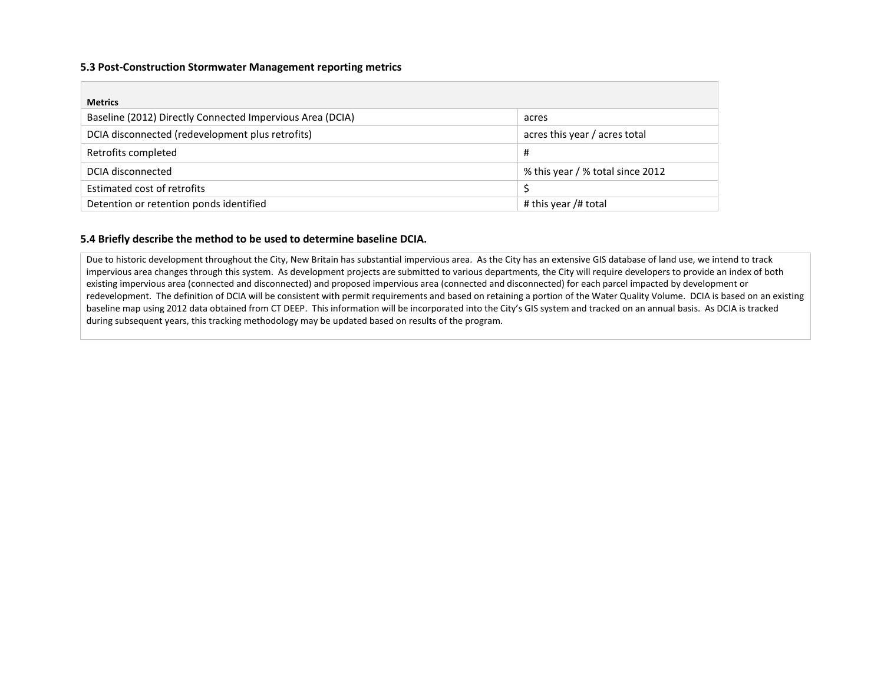### 5.3 Post-Construction Stormwater Management reporting metrics

| Metrics | |
|---|---|
| Baseline (2012) Directly Connected Impervious Area (DCIA) | acres |
| DCIA disconnected (redevelopment plus retrofits) | acres this year / acres total |
| Retrofits completed | # |
| DCIA disconnected | % this year / % total since 2012 |
| Estimated cost of retrofits | $ |
| Detention or retention ponds identified | # this year /# total |

### 5.4 Briefly describe the method to be used to determine baseline DCIA.

Due to historic development throughout the City, New Britain has substantial impervious area. As the City has an extensive GIS database of land use, we intend to track impervious area changes through this system. As development projects are submitted to various departments, the City will require developers to provide an index of both existing impervious area (connected and disconnected) and proposed impervious area (connected and disconnected) for each parcel impacted by development or redevelopment. The definition of DCIA will be consistent with permit requirements and based on retaining a portion of the Water Quality Volume. DCIA is based on an existing baseline map using 2012 data obtained from CT DEEP. This information will be incorporated into the City's GIS system and tracked on an annual basis. As DCIA is tracked during subsequent years, this tracking methodology may be updated based on results of the program.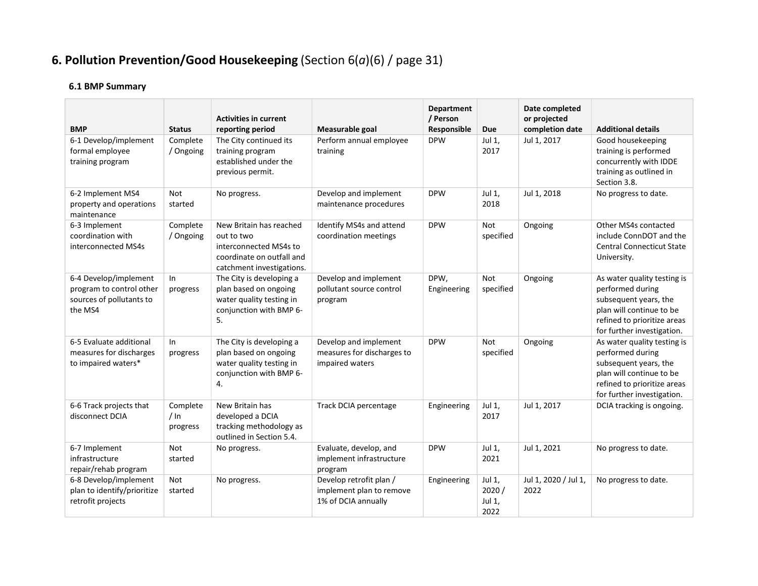# 6. Pollution Prevention/Good Housekeeping (Section 6(*a*)(6) / page 31)

## 6.1 BMP Summary

| BMP | Status | Activities in current reporting period | Measurable goal | Department / Person Responsible | Due | Date completed or projected completion date | Additional details |
|---|---|---|---|---|---|---|---|
| 6-1 Develop/implement formal employee training program | Complete / Ongoing | The City continued its training program established under the previous permit. | Perform annual employee training | DPW | Jul 1, 2017 | Jul 1, 2017 | Good housekeeping training is performed concurrently with IDDE training as outlined in Section 3.8. |
| 6-2 Implement MS4 property and operations maintenance | Not started | No progress. | Develop and implement maintenance procedures | DPW | Jul 1, 2018 | Jul 1, 2018 | No progress to date. |
| 6-3 Implement coordination with interconnected MS4s | Complete / Ongoing | New Britain has reached out to two interconnected MS4s to coordinate on outfall and catchment investigations. | Identify MS4s and attend coordination meetings | DPW | Not specified | Ongoing | Other MS4s contacted include ConnDOT and the Central Connecticut State University. |
| 6-4 Develop/implement program to control other sources of pollutants to the MS4 | In progress | The City is developing a plan based on ongoing water quality testing in conjunction with BMP 6-5. | Develop and implement pollutant source control program | DPW, Engineering | Not specified | Ongoing | As water quality testing is performed during subsequent years, the plan will continue to be refined to prioritize areas for further investigation. |
| 6-5 Evaluate additional measures for discharges to impaired waters* | In progress | The City is developing a plan based on ongoing water quality testing in conjunction with BMP 6-4. | Develop and implement measures for discharges to impaired waters | DPW | Not specified | Ongoing | As water quality testing is performed during subsequent years, the plan will continue to be refined to prioritize areas for further investigation. |
| 6-6 Track projects that disconnect DCIA | Complete / In progress | New Britain has developed a DCIA tracking methodology as outlined in Section 5.4. | Track DCIA percentage | Engineering | Jul 1, 2017 | Jul 1, 2017 | DCIA tracking is ongoing. |
| 6-7 Implement infrastructure repair/rehab program | Not started | No progress. | Evaluate, develop, and implement infrastructure program | DPW | Jul 1, 2021 | Jul 1, 2021 | No progress to date. |
| 6-8 Develop/implement plan to identify/prioritize retrofit projects | Not started | No progress. | Develop retrofit plan / implement plan to remove 1% of DCIA annually | Engineering | Jul 1, 2020 / Jul 1, 2022 | Jul 1, 2020 / Jul 1, 2022 | No progress to date. |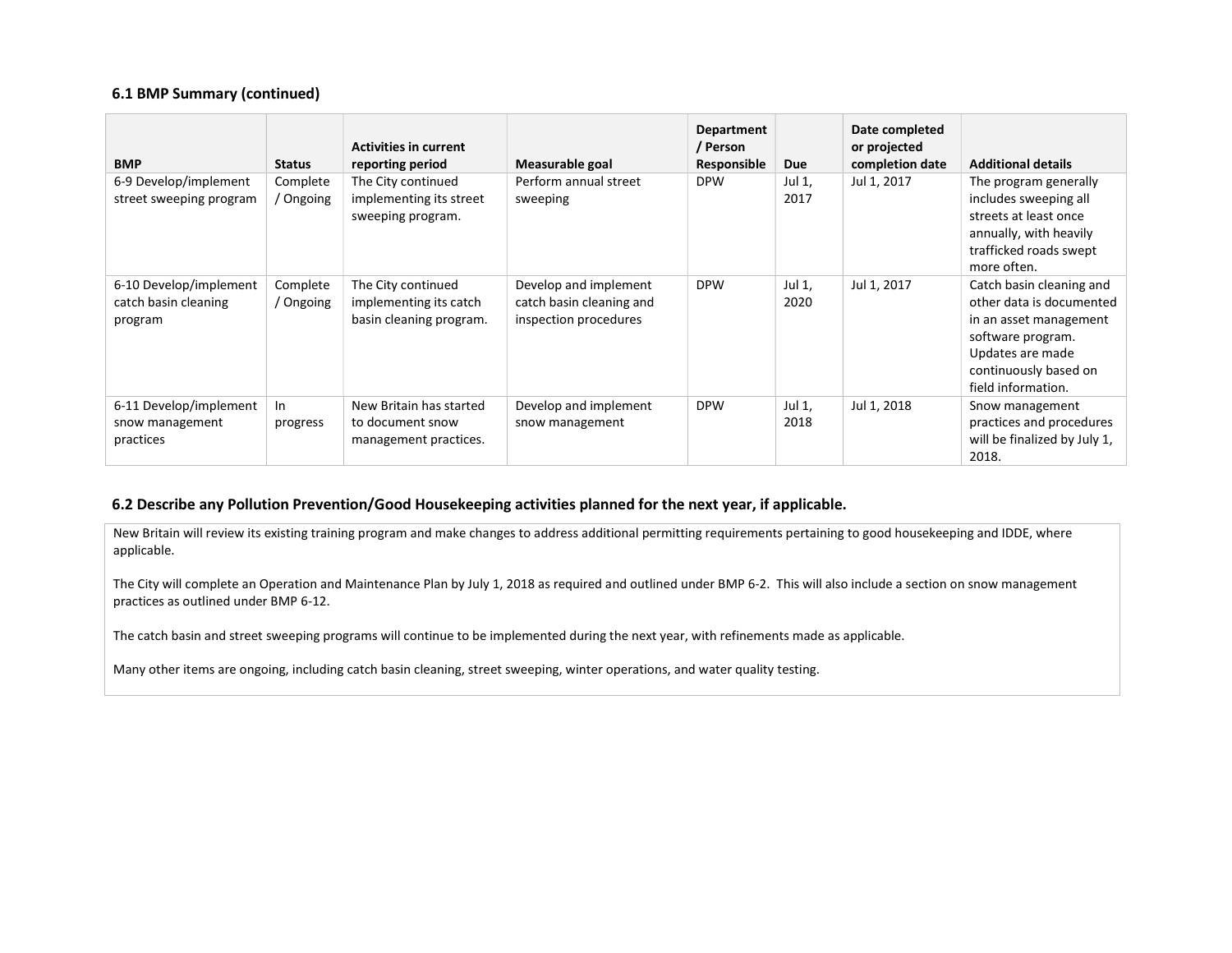### 6.1 BMP Summary (continued)

| BMP | Status | Activities in current reporting period | Measurable goal | Department / Person Responsible | Due | Date completed or projected completion date | Additional details |
|---|---|---|---|---|---|---|---|
| 6-9 Develop/implement street sweeping program | Complete / Ongoing | The City continued implementing its street sweeping program. | Perform annual street sweeping | DPW | Jul 1, 2017 | Jul 1, 2017 | The program generally includes sweeping all streets at least once annually, with heavily trafficked roads swept more often. |
| 6-10 Develop/implement catch basin cleaning program | Complete / Ongoing | The City continued implementing its catch basin cleaning program. | Develop and implement catch basin cleaning and inspection procedures | DPW | Jul 1, 2020 | Jul 1, 2017 | Catch basin cleaning and other data is documented in an asset management software program. Updates are made continuously based on field information. |
| 6-11 Develop/implement snow management practices | In progress | New Britain has started to document snow management practices. | Develop and implement snow management | DPW | Jul 1, 2018 | Jul 1, 2018 | Snow management practices and procedures will be finalized by July 1, 2018. |

### 6.2 Describe any Pollution Prevention/Good Housekeeping activities planned for the next year, if applicable.

New Britain will review its existing training program and make changes to address additional permitting requirements pertaining to good housekeeping and IDDE, where applicable.

The City will complete an Operation and Maintenance Plan by July 1, 2018 as required and outlined under BMP 6-2. This will also include a section on snow management practices as outlined under BMP 6-12.

The catch basin and street sweeping programs will continue to be implemented during the next year, with refinements made as applicable.

Many other items are ongoing, including catch basin cleaning, street sweeping, winter operations, and water quality testing.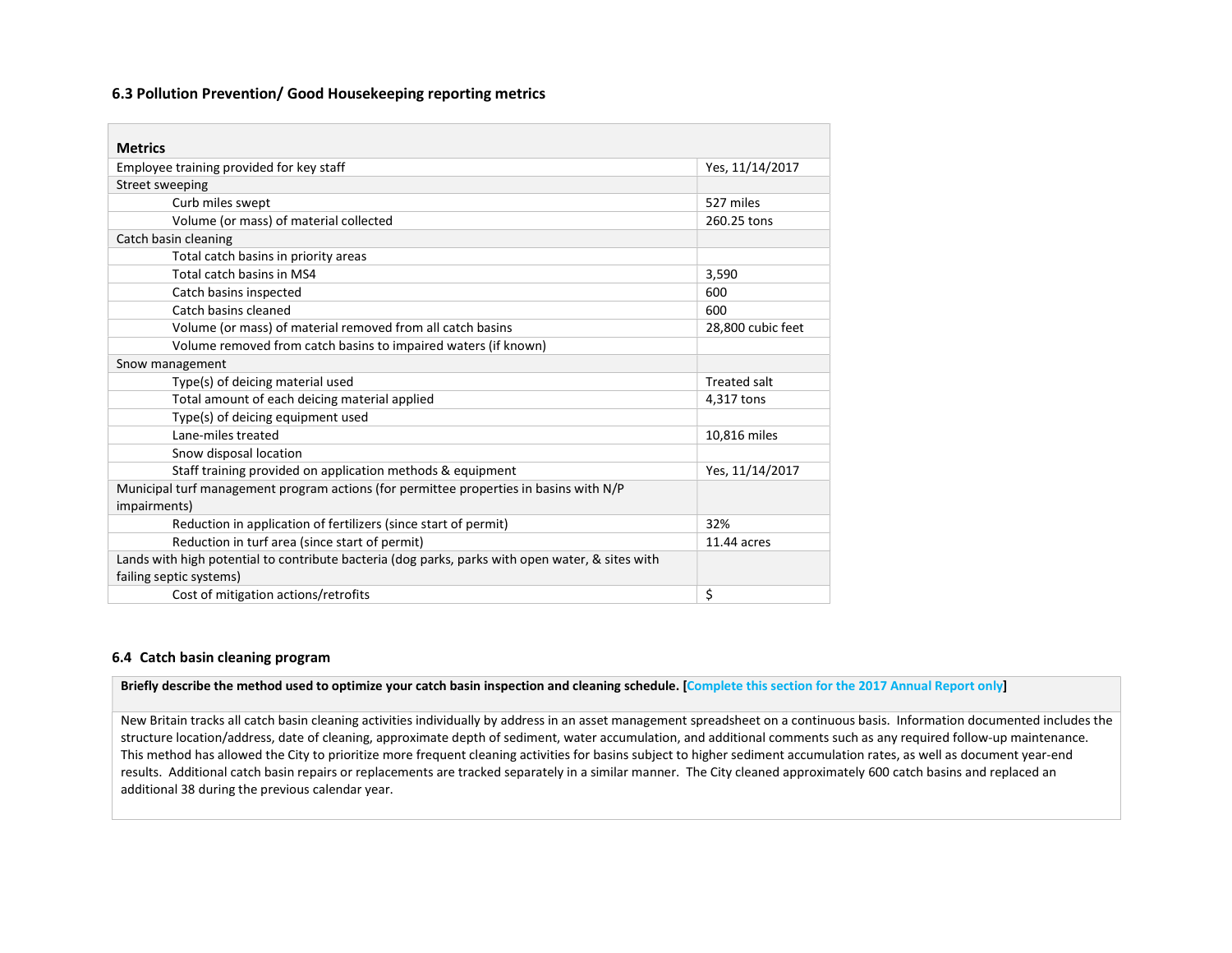### 6.3 Pollution Prevention/ Good Housekeeping reporting metrics

| Metrics | |
|---|---|
| Employee training provided for key staff | Yes, 11/14/2017 |
| Street sweeping | |
| Curb miles swept | 527 miles |
| Volume (or mass) of material collected | 260.25 tons |
| Catch basin cleaning | |
| Total catch basins in priority areas | |
| Total catch basins in MS4 | 3,590 |
| Catch basins inspected | 600 |
| Catch basins cleaned | 600 |
| Volume (or mass) of material removed from all catch basins | 28,800 cubic feet |
| Volume removed from catch basins to impaired waters (if known) | |
| Snow management | |
| Type(s) of deicing material used | Treated salt |
| Total amount of each deicing material applied | 4,317 tons |
| Type(s) of deicing equipment used | |
| Lane-miles treated | 10,816 miles |
| Snow disposal location | |
| Staff training provided on application methods & equipment | Yes, 11/14/2017 |
| Municipal turf management program actions (for permittee properties in basins with N/P impairments) | |
| Reduction in application of fertilizers (since start of permit) | 32% |
| Reduction in turf area (since start of permit) | 11.44 acres |
| Lands with high potential to contribute bacteria (dog parks, parks with open water, & sites with failing septic systems) | |
| Cost of mitigation actions/retrofits | $ |

### 6.4 Catch basin cleaning program

**Briefly describe the method used to optimize your catch basin inspection and cleaning schedule. [Complete this section for the 2017 Annual Report only]**

New Britain tracks all catch basin cleaning activities individually by address in an asset management spreadsheet on a continuous basis. Information documented includes the structure location/address, date of cleaning, approximate depth of sediment, water accumulation, and additional comments such as any required follow-up maintenance. This method has allowed the City to prioritize more frequent cleaning activities for basins subject to higher sediment accumulation rates, as well as document year-end results. Additional catch basin repairs or replacements are tracked separately in a similar manner. The City cleaned approximately 600 catch basins and replaced an additional 38 during the previous calendar year.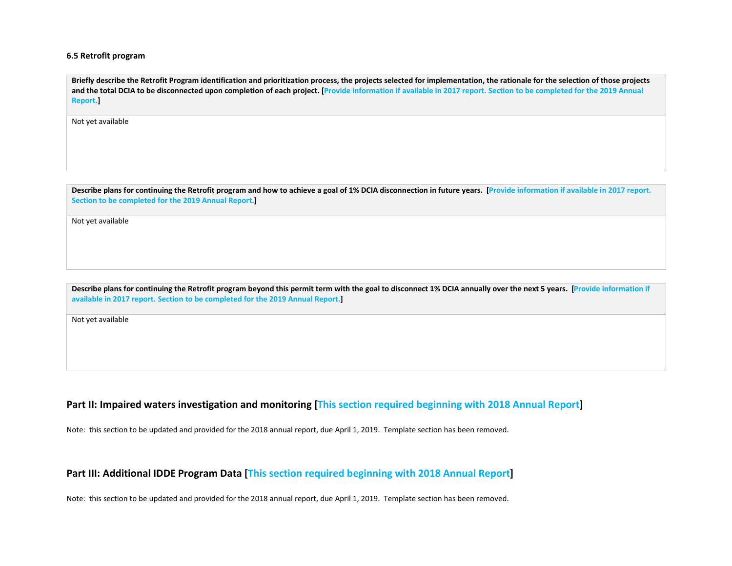**6.5 Retrofit program**

| Briefly describe the Retrofit Program identification and prioritization process, the projects selected for implementation, the rationale for the selection of those projects and the total DCIA to be disconnected upon completion of each project. [Provide information if available in 2017 report. Section to be completed for the 2019 Annual Report.] |
| --- |
| Not yet available |

| Describe plans for continuing the Retrofit program and how to achieve a goal of 1% DCIA disconnection in future years. [Provide information if available in 2017 report. Section to be completed for the 2019 Annual Report.] |
| --- |
| Not yet available |

| Describe plans for continuing the Retrofit program beyond this permit term with the goal to disconnect 1% DCIA annually over the next 5 years. [Provide information if available in 2017 report. Section to be completed for the 2019 Annual Report.] |
| --- |
| Not yet available |

## Part II: Impaired waters investigation and monitoring [This section required beginning with 2018 Annual Report]

Note: this section to be updated and provided for the 2018 annual report, due April 1, 2019. Template section has been removed.

## Part III: Additional IDDE Program Data [This section required beginning with 2018 Annual Report]

Note: this section to be updated and provided for the 2018 annual report, due April 1, 2019. Template section has been removed.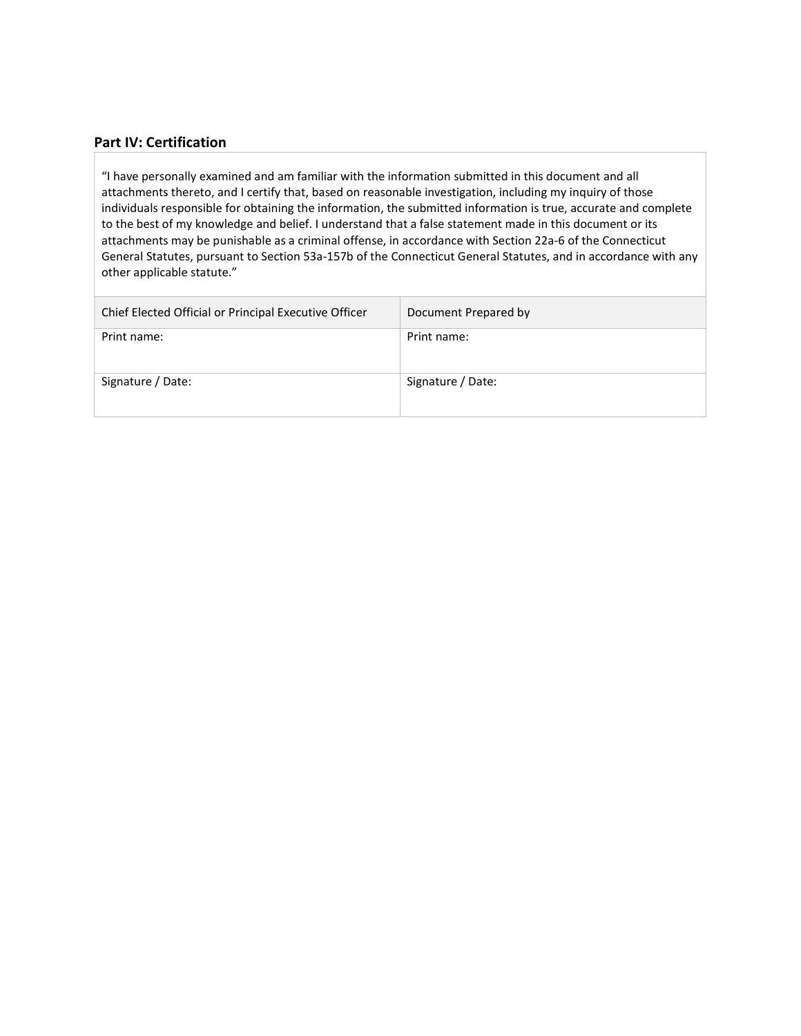## Part IV: Certification

"I have personally examined and am familiar with the information submitted in this document and all attachments thereto, and I certify that, based on reasonable investigation, including my inquiry of those individuals responsible for obtaining the information, the submitted information is true, accurate and complete to the best of my knowledge and belief. I understand that a false statement made in this document or its attachments may be punishable as a criminal offense, in accordance with Section 22a-6 of the Connecticut General Statutes, pursuant to Section 53a-157b of the Connecticut General Statutes, and in accordance with any other applicable statute."

| Chief Elected Official or Principal Executive Officer | Document Prepared by |
| --- | --- |
| Print name: | Print name: |
| Signature / Date: | Signature / Date: |